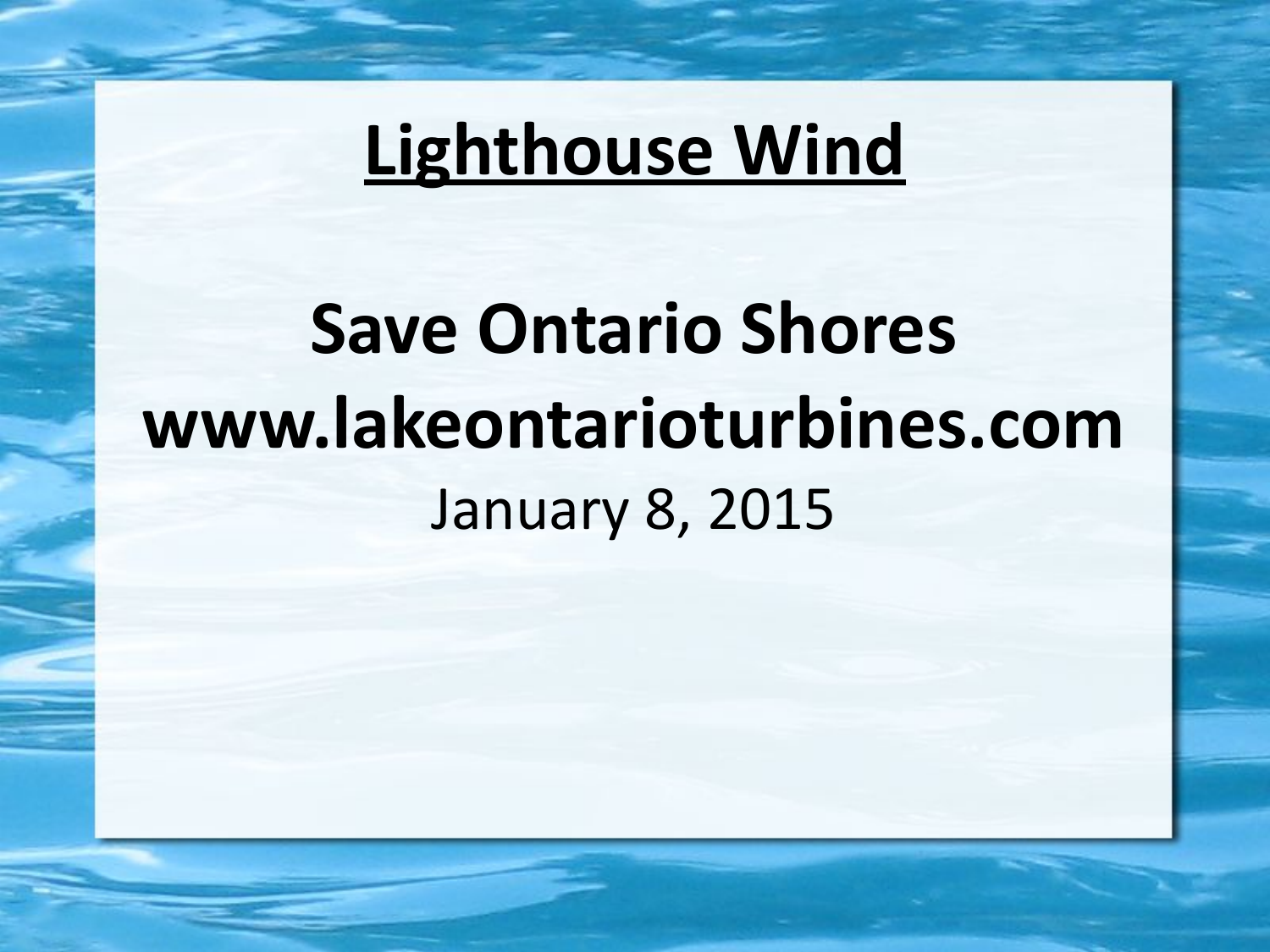# Lighthouse Wind

## Save Ontario Shores
## www.lakeontarioturbines.com

January 8, 2015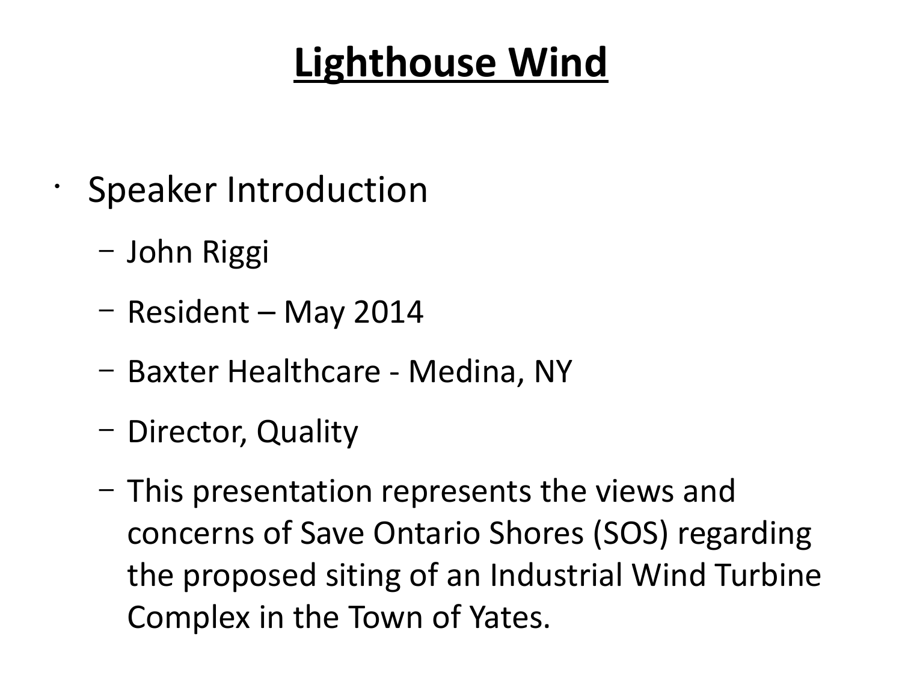# Lighthouse Wind

- Speaker Introduction
  - John Riggi
  - Resident – May 2014
  - Baxter Healthcare - Medina, NY
  - Director, Quality
  - This presentation represents the views and concerns of Save Ontario Shores (SOS) regarding the proposed siting of an Industrial Wind Turbine Complex in the Town of Yates.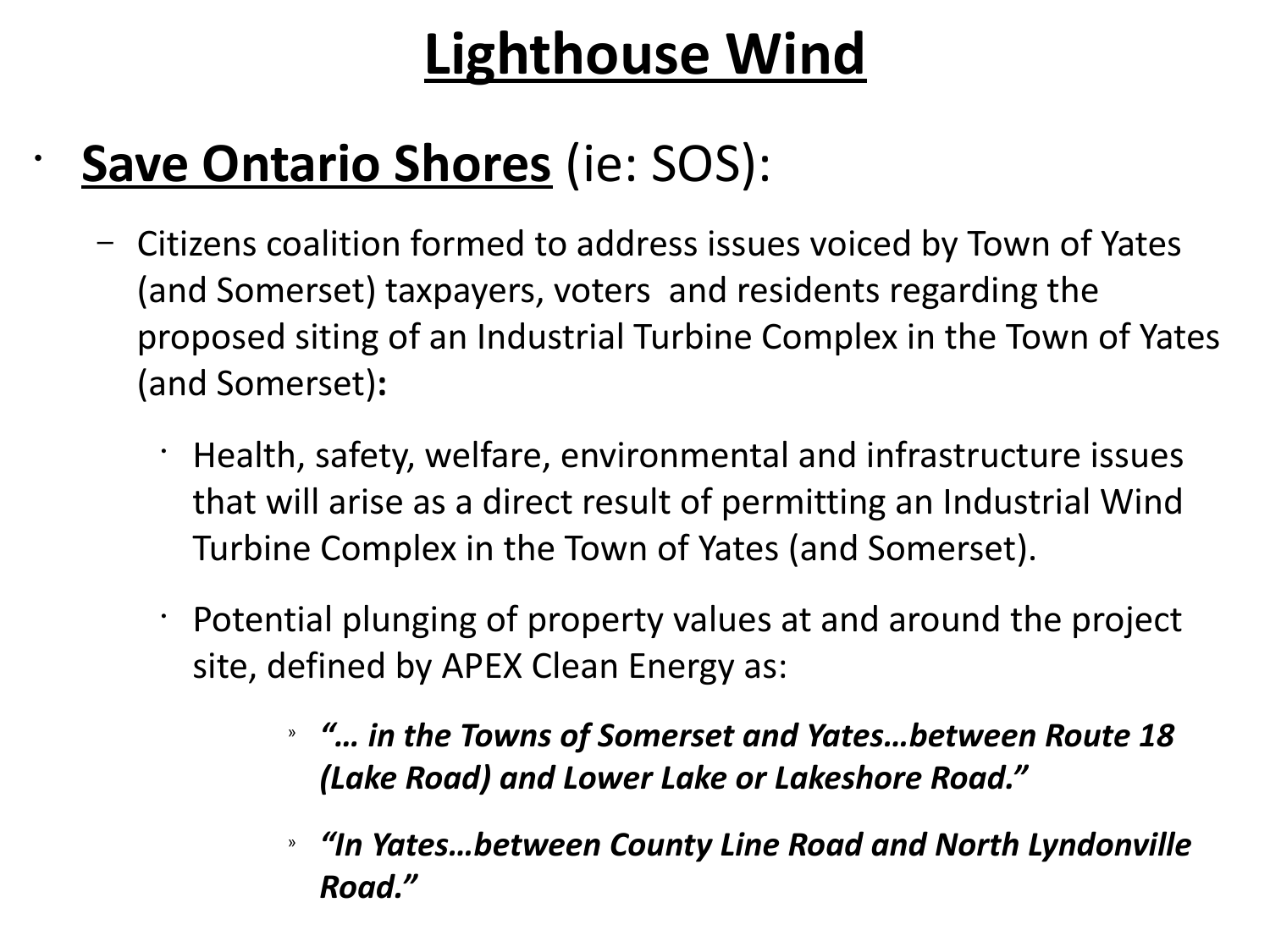# Lighthouse Wind

- **Save Ontario Shores** (ie: SOS):
  - Citizens coalition formed to address issues voiced by Town of Yates (and Somerset) taxpayers, voters and residents regarding the proposed siting of an Industrial Turbine Complex in the Town of Yates (and Somerset)**:**
    - Health, safety, welfare, environmental and infrastructure issues that will arise as a direct result of permitting an Industrial Wind Turbine Complex in the Town of Yates (and Somerset).
    - Potential plunging of property values at and around the project site, defined by APEX Clean Energy as:
      - ***"… in the Towns of Somerset and Yates…between Route 18 (Lake Road) and Lower Lake or Lakeshore Road."***
      - ***"In Yates…between County Line Road and North Lyndonville Road."***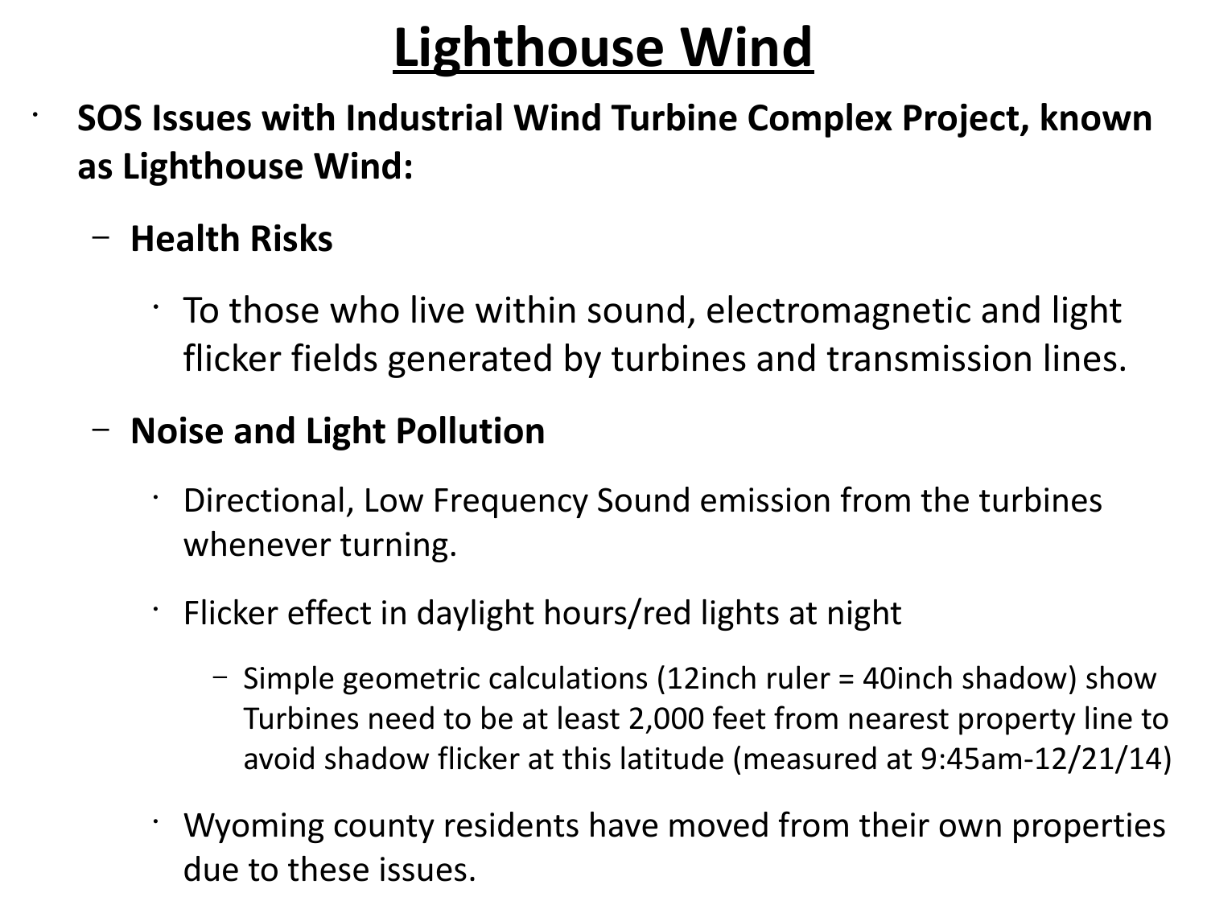# Lighthouse Wind

- **SOS Issues with Industrial Wind Turbine Complex Project, known as Lighthouse Wind:**
  - **Health Risks**
    - To those who live within sound, electromagnetic and light flicker fields generated by turbines and transmission lines.
  - **Noise and Light Pollution**
    - Directional, Low Frequency Sound emission from the turbines whenever turning.
    - Flicker effect in daylight hours/red lights at night
      - Simple geometric calculations (12inch ruler = 40inch shadow) show Turbines need to be at least 2,000 feet from nearest property line to avoid shadow flicker at this latitude (measured at 9:45am-12/21/14)
    - Wyoming county residents have moved from their own properties due to these issues.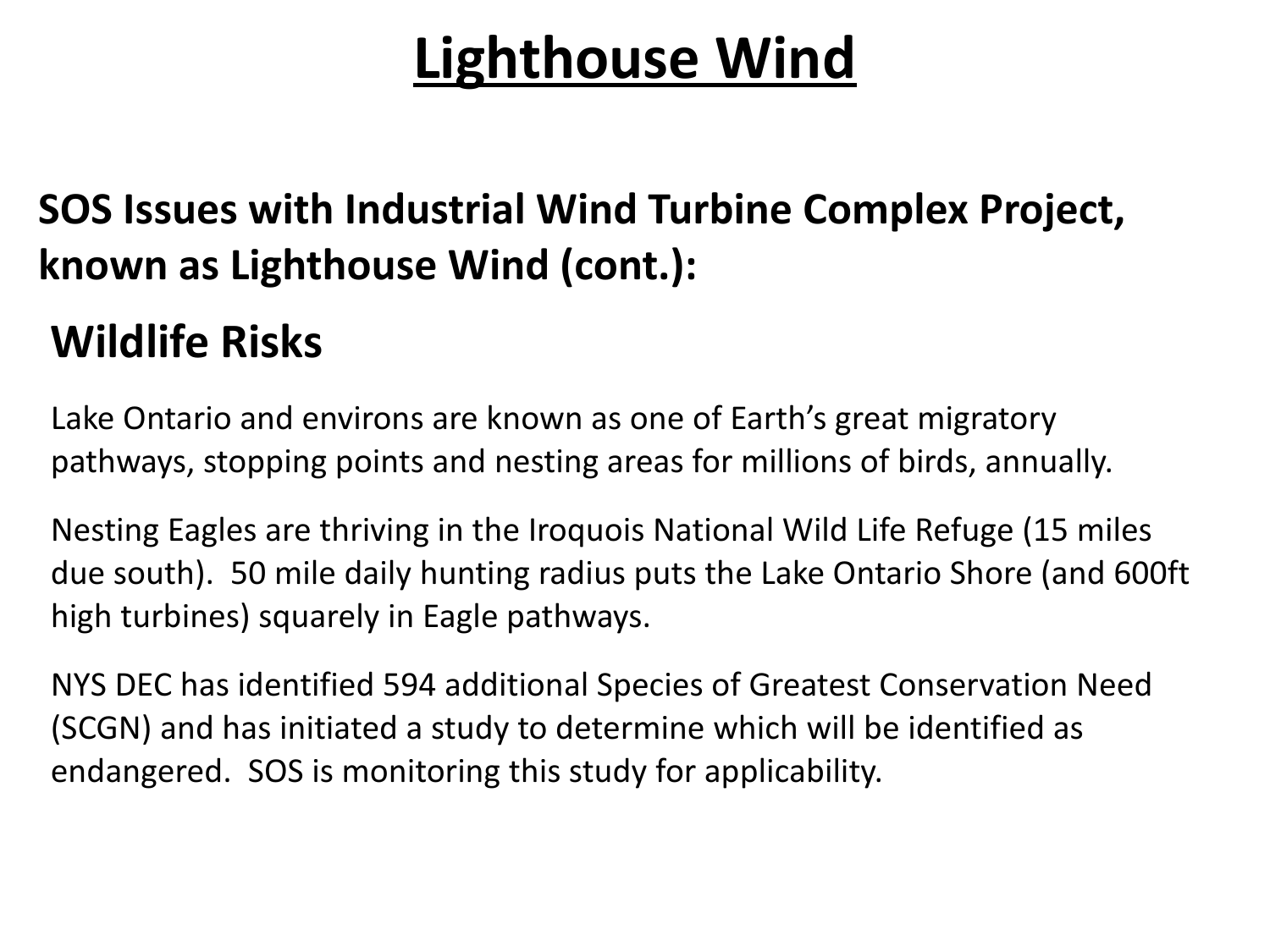# Lighthouse Wind

## SOS Issues with Industrial Wind Turbine Complex Project, known as Lighthouse Wind (cont.):

### Wildlife Risks

Lake Ontario and environs are known as one of Earth's great migratory pathways, stopping points and nesting areas for millions of birds, annually.

Nesting Eagles are thriving in the Iroquois National Wild Life Refuge (15 miles due south). 50 mile daily hunting radius puts the Lake Ontario Shore (and 600ft high turbines) squarely in Eagle pathways.

NYS DEC has identified 594 additional Species of Greatest Conservation Need (SCGN) and has initiated a study to determine which will be identified as endangered. SOS is monitoring this study for applicability.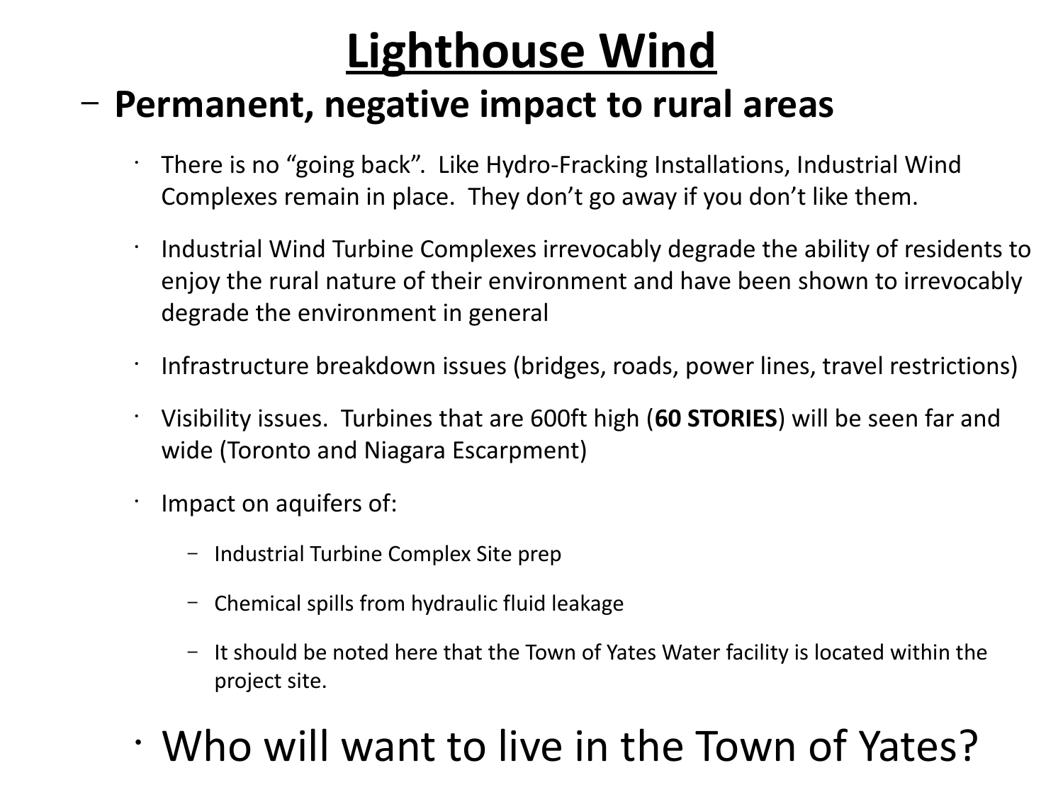# Lighthouse Wind

- **Permanent, negative impact to rural areas**
  - There is no "going back". Like Hydro-Fracking Installations, Industrial Wind Complexes remain in place. They don't go away if you don't like them.
  - Industrial Wind Turbine Complexes irrevocably degrade the ability of residents to enjoy the rural nature of their environment and have been shown to irrevocably degrade the environment in general
  - Infrastructure breakdown issues (bridges, roads, power lines, travel restrictions)
  - Visibility issues. Turbines that are 600ft high (**60 STORIES**) will be seen far and wide (Toronto and Niagara Escarpment)
  - Impact on aquifers of:
    - Industrial Turbine Complex Site prep
    - Chemical spills from hydraulic fluid leakage
    - It should be noted here that the Town of Yates Water facility is located within the project site.
  - Who will want to live in the Town of Yates?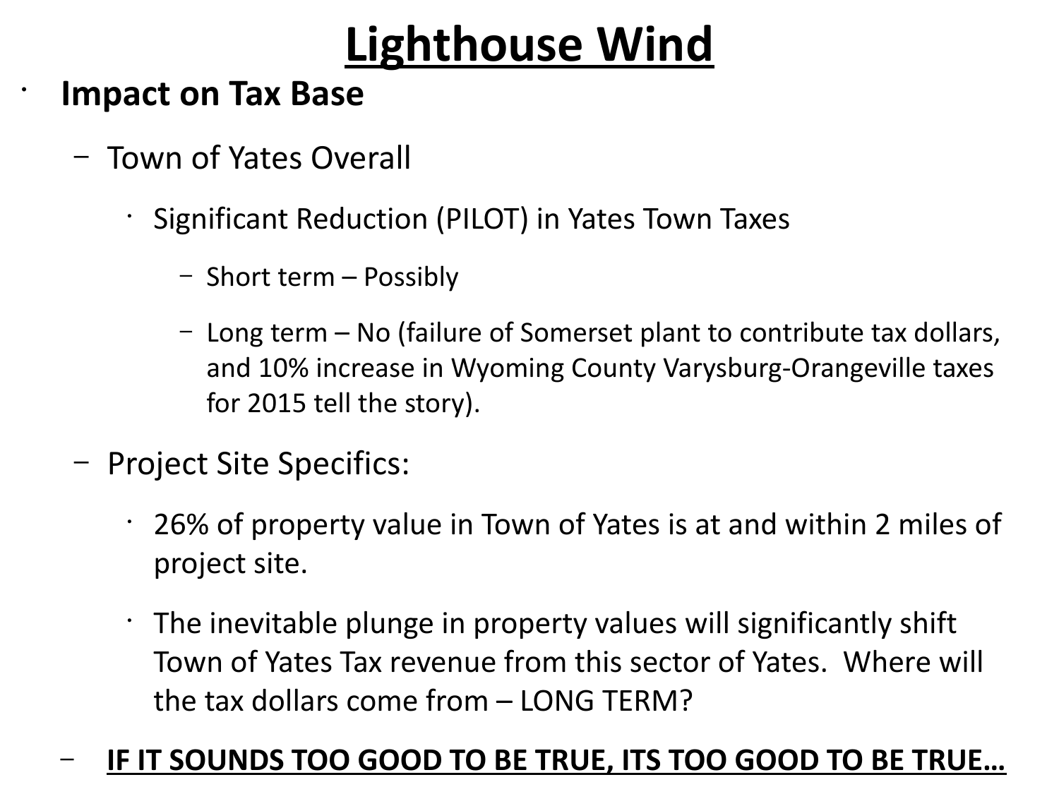# Lighthouse Wind

- **Impact on Tax Base**
  - Town of Yates Overall
    - Significant Reduction (PILOT) in Yates Town Taxes
      - Short term – Possibly
      - Long term – No (failure of Somerset plant to contribute tax dollars, and 10% increase in Wyoming County Varysburg-Orangeville taxes for 2015 tell the story).
  - Project Site Specifics:
    - 26% of property value in Town of Yates is at and within 2 miles of project site.
    - The inevitable plunge in property values will significantly shift Town of Yates Tax revenue from this sector of Yates. Where will the tax dollars come from – LONG TERM?
  - **IF IT SOUNDS TOO GOOD TO BE TRUE, ITS TOO GOOD TO BE TRUE…**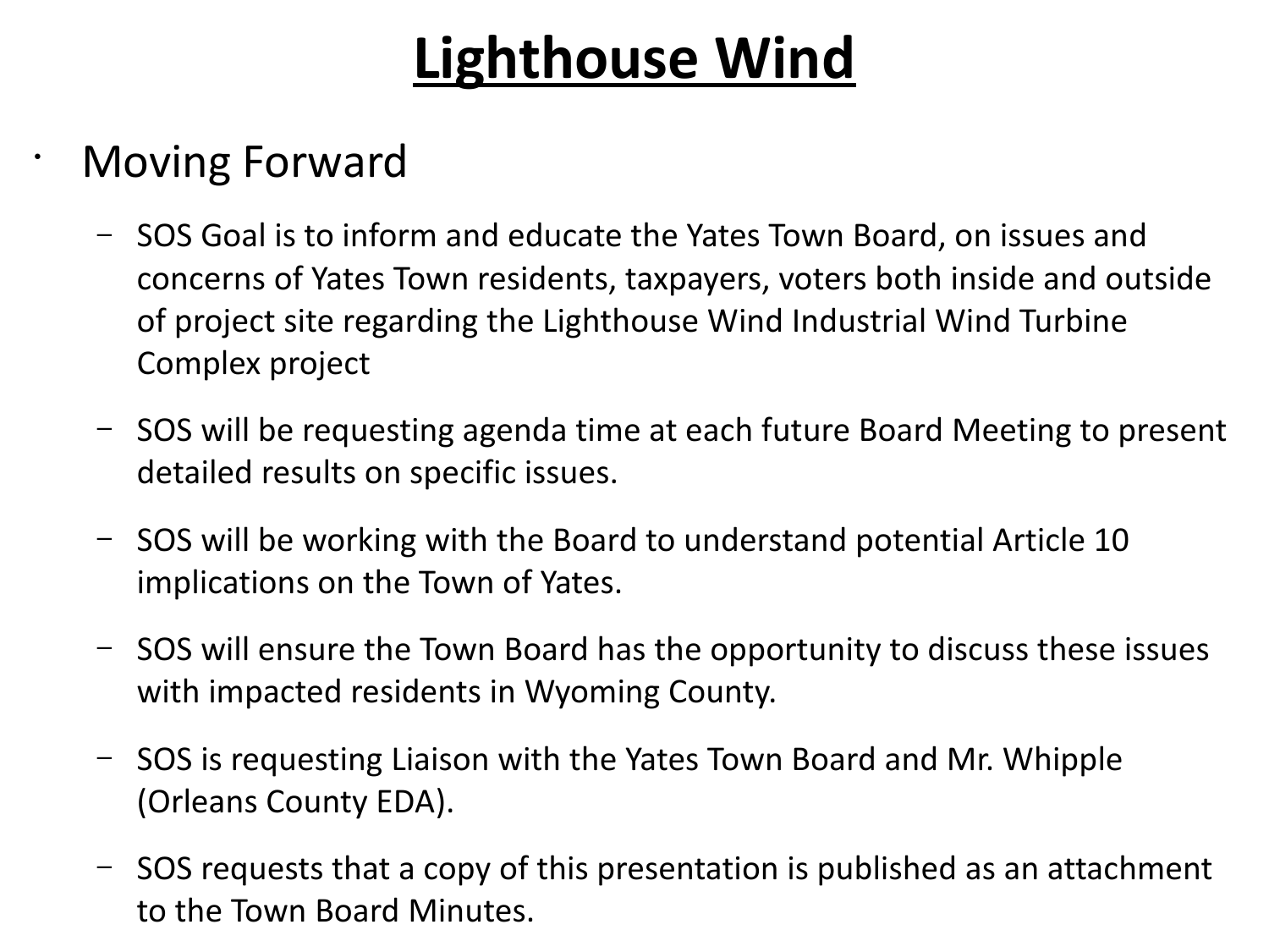# Lighthouse Wind

- Moving Forward
  - SOS Goal is to inform and educate the Yates Town Board, on issues and concerns of Yates Town residents, taxpayers, voters both inside and outside of project site regarding the Lighthouse Wind Industrial Wind Turbine Complex project
  - SOS will be requesting agenda time at each future Board Meeting to present detailed results on specific issues.
  - SOS will be working with the Board to understand potential Article 10 implications on the Town of Yates.
  - SOS will ensure the Town Board has the opportunity to discuss these issues with impacted residents in Wyoming County.
  - SOS is requesting Liaison with the Yates Town Board and Mr. Whipple (Orleans County EDA).
  - SOS requests that a copy of this presentation is published as an attachment to the Town Board Minutes.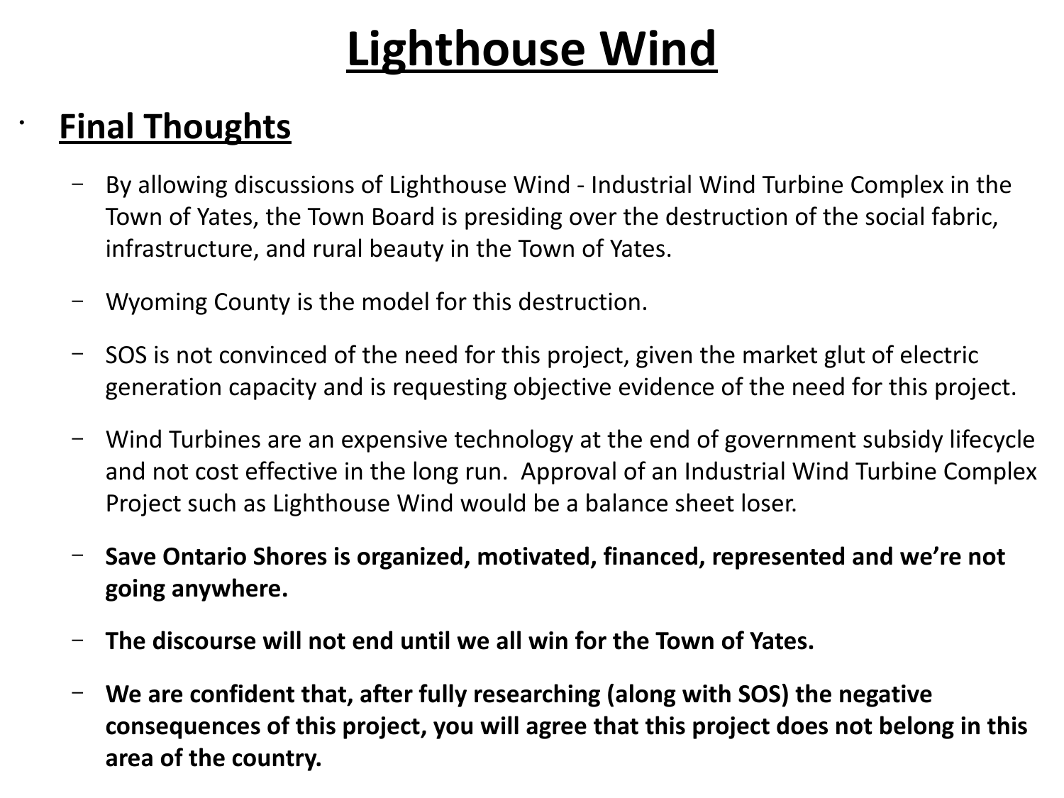# Lighthouse Wind

- **Final Thoughts**
  - By allowing discussions of Lighthouse Wind - Industrial Wind Turbine Complex in the Town of Yates, the Town Board is presiding over the destruction of the social fabric, infrastructure, and rural beauty in the Town of Yates.
  - Wyoming County is the model for this destruction.
  - SOS is not convinced of the need for this project, given the market glut of electric generation capacity and is requesting objective evidence of the need for this project.
  - Wind Turbines are an expensive technology at the end of government subsidy lifecycle and not cost effective in the long run. Approval of an Industrial Wind Turbine Complex Project such as Lighthouse Wind would be a balance sheet loser.
  - **Save Ontario Shores is organized, motivated, financed, represented and we're not going anywhere.**
  - **The discourse will not end until we all win for the Town of Yates.**
  - **We are confident that, after fully researching (along with SOS) the negative consequences of this project, you will agree that this project does not belong in this area of the country.**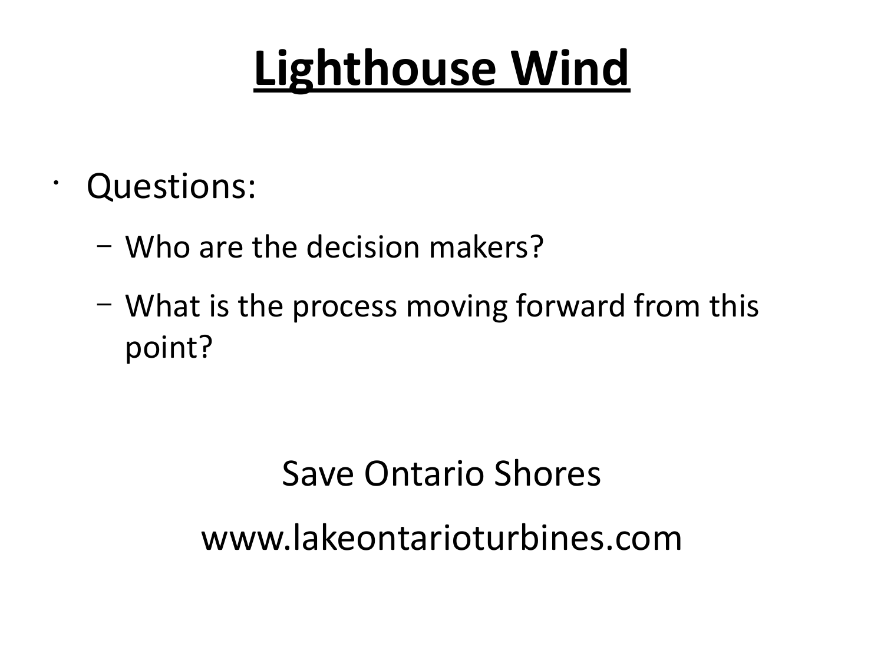# Lighthouse Wind

- Questions:
  - Who are the decision makers?
  - What is the process moving forward from this point?

Save Ontario Shores

www.lakeontarioturbines.com